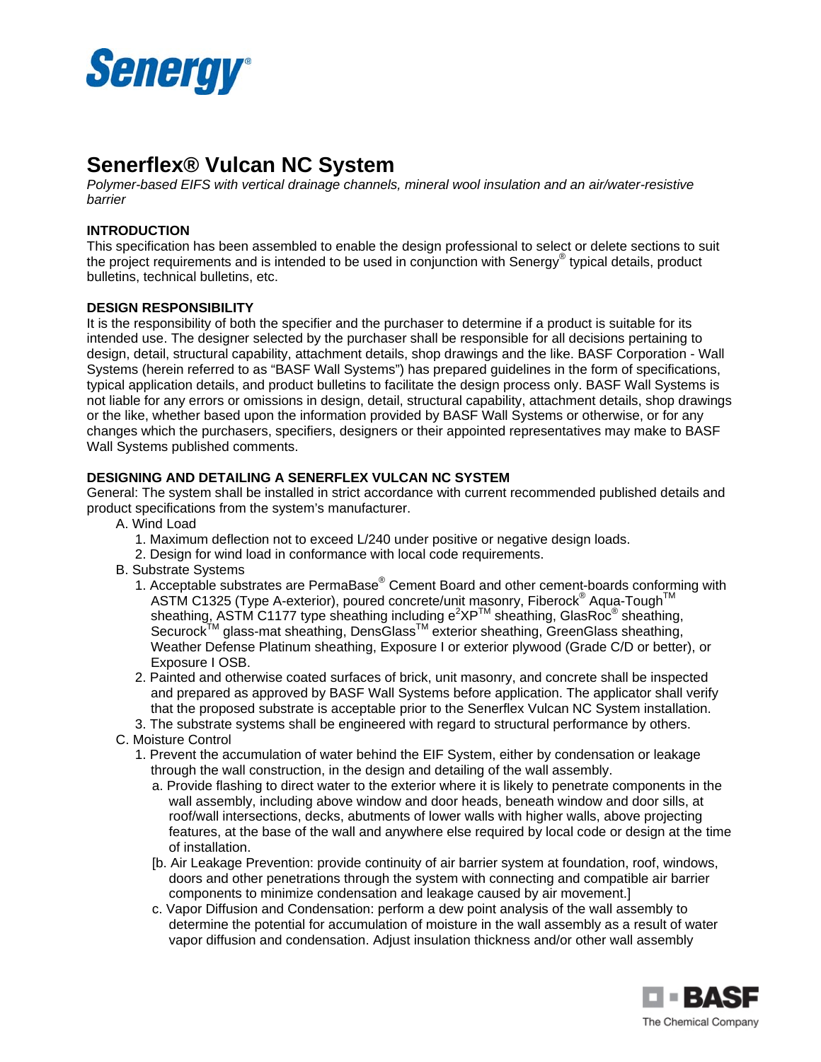Senergy®

# Senerflex® Vulcan NC System

*Polymer-based EIFS with vertical drainage channels, mineral wool insulation and an air/water-resistive barrier*

## INTRODUCTION

This specification has been assembled to enable the design professional to select or delete sections to suit the project requirements and is intended to be used in conjunction with Senergy® typical details, product bulletins, technical bulletins, etc.

## DESIGN RESPONSIBILITY

It is the responsibility of both the specifier and the purchaser to determine if a product is suitable for its intended use. The designer selected by the purchaser shall be responsible for all decisions pertaining to design, detail, structural capability, attachment details, shop drawings and the like. BASF Corporation - Wall Systems (herein referred to as "BASF Wall Systems") has prepared guidelines in the form of specifications, typical application details, and product bulletins to facilitate the design process only. BASF Wall Systems is not liable for any errors or omissions in design, detail, structural capability, attachment details, shop drawings or the like, whether based upon the information provided by BASF Wall Systems or otherwise, or for any changes which the purchasers, specifiers, designers or their appointed representatives may make to BASF Wall Systems published comments.

## DESIGNING AND DETAILING A SENERFLEX VULCAN NC SYSTEM

General: The system shall be installed in strict accordance with current recommended published details and product specifications from the system's manufacturer.

A. Wind Load
   1. Maximum deflection not to exceed L/240 under positive or negative design loads.
   2. Design for wind load in conformance with local code requirements.

B. Substrate Systems
   1. Acceptable substrates are PermaBase® Cement Board and other cement-boards conforming with ASTM C1325 (Type A-exterior), poured concrete/unit masonry, Fiberock® Aqua-Tough™ sheathing, ASTM C1177 type sheathing including e²XP™ sheathing, GlasRoc® sheathing, Securock™ glass-mat sheathing, DensGlass™ exterior sheathing, GreenGlass sheathing, Weather Defense Platinum sheathing, Exposure I or exterior plywood (Grade C/D or better), or Exposure I OSB.
   2. Painted and otherwise coated surfaces of brick, unit masonry, and concrete shall be inspected and prepared as approved by BASF Wall Systems before application. The applicator shall verify that the proposed substrate is acceptable prior to the Senerflex Vulcan NC System installation.
   3. The substrate systems shall be engineered with regard to structural performance by others.

C. Moisture Control
   1. Prevent the accumulation of water behind the EIF System, either by condensation or leakage through the wall construction, in the design and detailing of the wall assembly.
      a. Provide flashing to direct water to the exterior where it is likely to penetrate components in the wall assembly, including above window and door heads, beneath window and door sills, at roof/wall intersections, decks, abutments of lower walls with higher walls, above projecting features, at the base of the wall and anywhere else required by local code or design at the time of installation.
      [b. Air Leakage Prevention: provide continuity of air barrier system at foundation, roof, windows, doors and other penetrations through the system with connecting and compatible air barrier components to minimize condensation and leakage caused by air movement.]
      c. Vapor Diffusion and Condensation: perform a dew point analysis of the wall assembly to determine the potential for accumulation of moisture in the wall assembly as a result of water vapor diffusion and condensation. Adjust insulation thickness and/or other wall assembly

BASF
The Chemical Company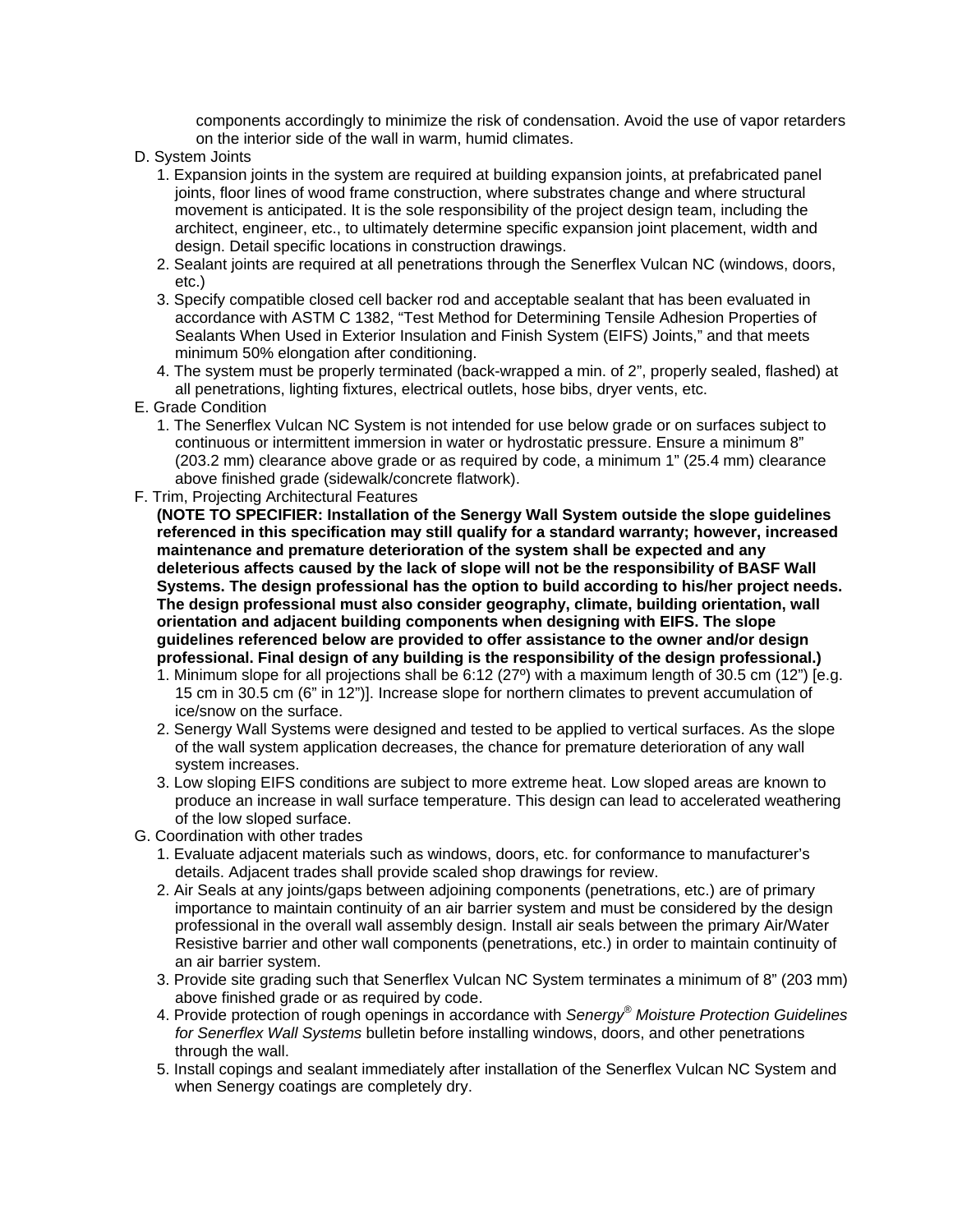components accordingly to minimize the risk of condensation. Avoid the use of vapor retarders on the interior side of the wall in warm, humid climates.

D. System Joints

1. Expansion joints in the system are required at building expansion joints, at prefabricated panel joints, floor lines of wood frame construction, where substrates change and where structural movement is anticipated. It is the sole responsibility of the project design team, including the architect, engineer, etc., to ultimately determine specific expansion joint placement, width and design. Detail specific locations in construction drawings.
2. Sealant joints are required at all penetrations through the Senerflex Vulcan NC (windows, doors, etc.)
3. Specify compatible closed cell backer rod and acceptable sealant that has been evaluated in accordance with ASTM C 1382, "Test Method for Determining Tensile Adhesion Properties of Sealants When Used in Exterior Insulation and Finish System (EIFS) Joints," and that meets minimum 50% elongation after conditioning.
4. The system must be properly terminated (back-wrapped a min. of 2", properly sealed, flashed) at all penetrations, lighting fixtures, electrical outlets, hose bibs, dryer vents, etc.

E. Grade Condition

1. The Senerflex Vulcan NC System is not intended for use below grade or on surfaces subject to continuous or intermittent immersion in water or hydrostatic pressure. Ensure a minimum 8" (203.2 mm) clearance above grade or as required by code, a minimum 1" (25.4 mm) clearance above finished grade (sidewalk/concrete flatwork).

F. Trim, Projecting Architectural Features

**(NOTE TO SPECIFIER: Installation of the Senergy Wall System outside the slope guidelines referenced in this specification may still qualify for a standard warranty; however, increased maintenance and premature deterioration of the system shall be expected and any deleterious affects caused by the lack of slope will not be the responsibility of BASF Wall Systems. The design professional has the option to build according to his/her project needs. The design professional must also consider geography, climate, building orientation, wall orientation and adjacent building components when designing with EIFS. The slope guidelines referenced below are provided to offer assistance to the owner and/or design professional. Final design of any building is the responsibility of the design professional.)**

1. Minimum slope for all projections shall be 6:12 (27º) with a maximum length of 30.5 cm (12") [e.g. 15 cm in 30.5 cm (6" in 12")]. Increase slope for northern climates to prevent accumulation of ice/snow on the surface.
2. Senergy Wall Systems were designed and tested to be applied to vertical surfaces. As the slope of the wall system application decreases, the chance for premature deterioration of any wall system increases.
3. Low sloping EIFS conditions are subject to more extreme heat. Low sloped areas are known to produce an increase in wall surface temperature. This design can lead to accelerated weathering of the low sloped surface.

G. Coordination with other trades

1. Evaluate adjacent materials such as windows, doors, etc. for conformance to manufacturer's details. Adjacent trades shall provide scaled shop drawings for review.
2. Air Seals at any joints/gaps between adjoining components (penetrations, etc.) are of primary importance to maintain continuity of an air barrier system and must be considered by the design professional in the overall wall assembly design. Install air seals between the primary Air/Water Resistive barrier and other wall components (penetrations, etc.) in order to maintain continuity of an air barrier system.
3. Provide site grading such that Senerflex Vulcan NC System terminates a minimum of 8" (203 mm) above finished grade or as required by code.
4. Provide protection of rough openings in accordance with *Senergy® Moisture Protection Guidelines for Senerflex Wall Systems* bulletin before installing windows, doors, and other penetrations through the wall.
5. Install copings and sealant immediately after installation of the Senerflex Vulcan NC System and when Senergy coatings are completely dry.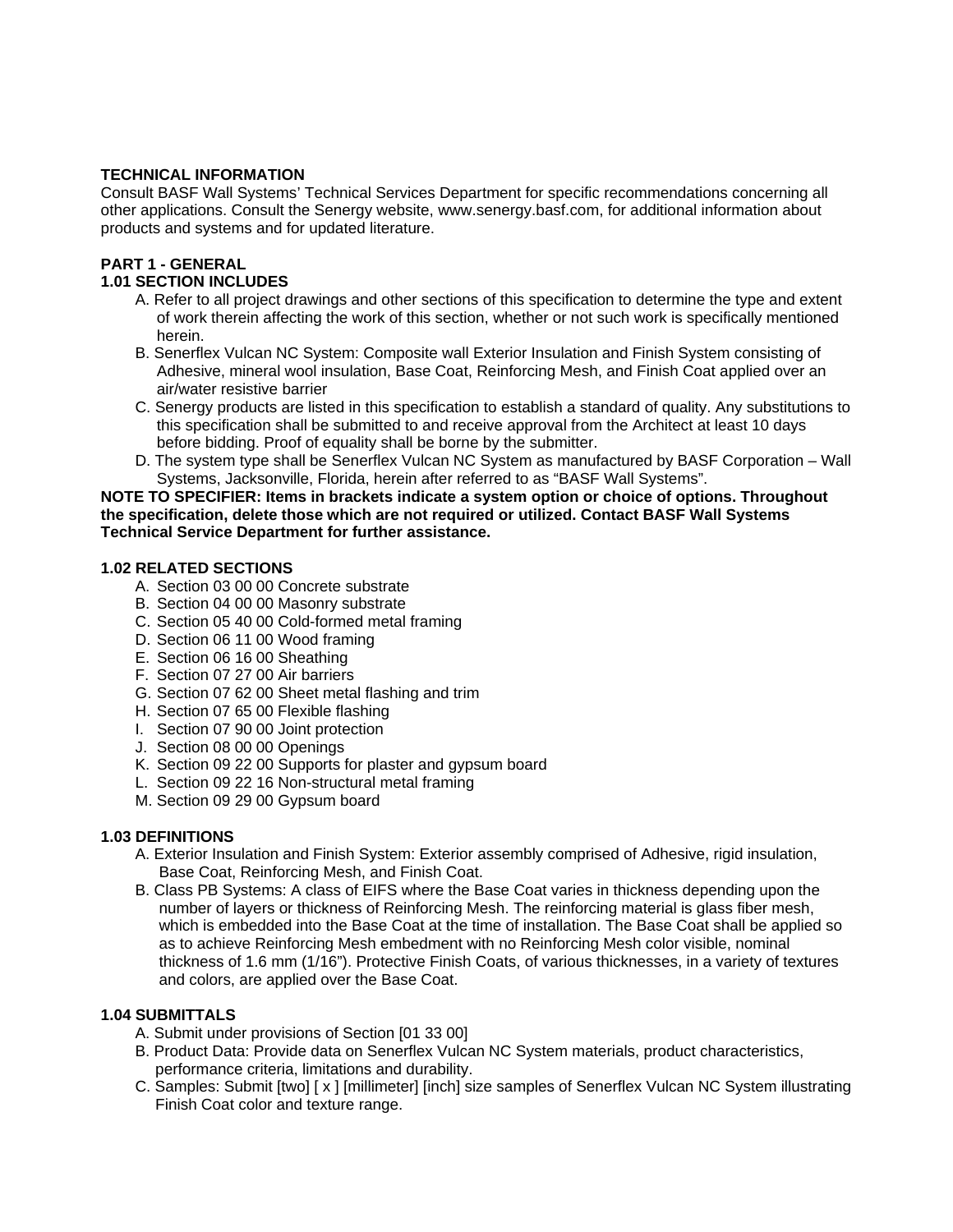**TECHNICAL INFORMATION**

Consult BASF Wall Systems' Technical Services Department for specific recommendations concerning all other applications. Consult the Senergy website, www.senergy.basf.com, for additional information about products and systems and for updated literature.

**PART 1 - GENERAL**

**1.01 SECTION INCLUDES**

A. Refer to all project drawings and other sections of this specification to determine the type and extent of work therein affecting the work of this section, whether or not such work is specifically mentioned herein.

B. Senerflex Vulcan NC System: Composite wall Exterior Insulation and Finish System consisting of Adhesive, mineral wool insulation, Base Coat, Reinforcing Mesh, and Finish Coat applied over an air/water resistive barrier

C. Senergy products are listed in this specification to establish a standard of quality. Any substitutions to this specification shall be submitted to and receive approval from the Architect at least 10 days before bidding. Proof of equality shall be borne by the submitter.

D. The system type shall be Senerflex Vulcan NC System as manufactured by BASF Corporation – Wall Systems, Jacksonville, Florida, herein after referred to as "BASF Wall Systems".

**NOTE TO SPECIFIER: Items in brackets indicate a system option or choice of options. Throughout the specification, delete those which are not required or utilized. Contact BASF Wall Systems Technical Service Department for further assistance.**

**1.02 RELATED SECTIONS**

A. Section 03 00 00 Concrete substrate
B. Section 04 00 00 Masonry substrate
C. Section 05 40 00 Cold-formed metal framing
D. Section 06 11 00 Wood framing
E. Section 06 16 00 Sheathing
F. Section 07 27 00 Air barriers
G. Section 07 62 00 Sheet metal flashing and trim
H. Section 07 65 00 Flexible flashing
I. Section 07 90 00 Joint protection
J. Section 08 00 00 Openings
K. Section 09 22 00 Supports for plaster and gypsum board
L. Section 09 22 16 Non-structural metal framing
M. Section 09 29 00 Gypsum board

**1.03 DEFINITIONS**

A. Exterior Insulation and Finish System: Exterior assembly comprised of Adhesive, rigid insulation, Base Coat, Reinforcing Mesh, and Finish Coat.

B. Class PB Systems: A class of EIFS where the Base Coat varies in thickness depending upon the number of layers or thickness of Reinforcing Mesh. The reinforcing material is glass fiber mesh, which is embedded into the Base Coat at the time of installation. The Base Coat shall be applied so as to achieve Reinforcing Mesh embedment with no Reinforcing Mesh color visible, nominal thickness of 1.6 mm (1/16"). Protective Finish Coats, of various thicknesses, in a variety of textures and colors, are applied over the Base Coat.

**1.04 SUBMITTALS**

A. Submit under provisions of Section [01 33 00]

B. Product Data: Provide data on Senerflex Vulcan NC System materials, product characteristics, performance criteria, limitations and durability.

C. Samples: Submit [two] [ x ] [millimeter] [inch] size samples of Senerflex Vulcan NC System illustrating Finish Coat color and texture range.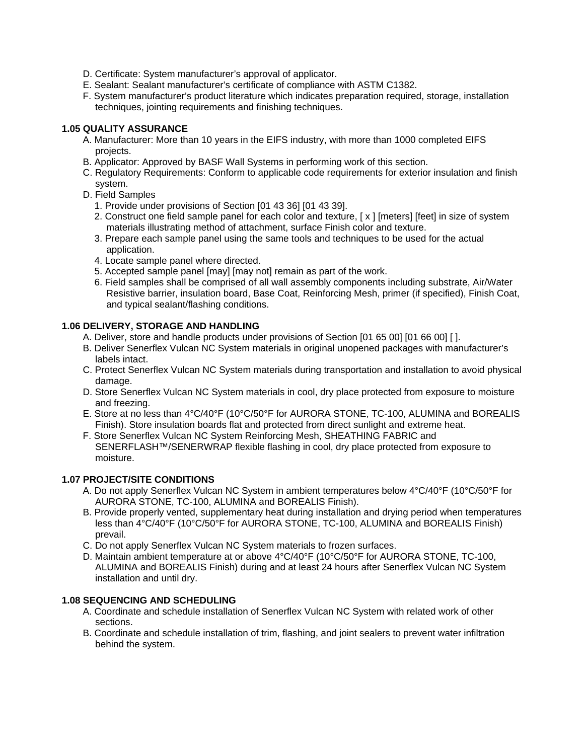D. Certificate: System manufacturer's approval of applicator.
E. Sealant: Sealant manufacturer's certificate of compliance with ASTM C1382.
F. System manufacturer's product literature which indicates preparation required, storage, installation techniques, jointing requirements and finishing techniques.

**1.05 QUALITY ASSURANCE**

A. Manufacturer: More than 10 years in the EIFS industry, with more than 1000 completed EIFS projects.
B. Applicator: Approved by BASF Wall Systems in performing work of this section.
C. Regulatory Requirements: Conform to applicable code requirements for exterior insulation and finish system.
D. Field Samples
   1. Provide under provisions of Section [01 43 36] [01 43 39].
   2. Construct one field sample panel for each color and texture, [ x ] [meters] [feet] in size of system materials illustrating method of attachment, surface Finish color and texture.
   3. Prepare each sample panel using the same tools and techniques to be used for the actual application.
   4. Locate sample panel where directed.
   5. Accepted sample panel [may] [may not] remain as part of the work.
   6. Field samples shall be comprised of all wall assembly components including substrate, Air/Water Resistive barrier, insulation board, Base Coat, Reinforcing Mesh, primer (if specified), Finish Coat, and typical sealant/flashing conditions.

**1.06 DELIVERY, STORAGE AND HANDLING**

A. Deliver, store and handle products under provisions of Section [01 65 00] [01 66 00] [ ].
B. Deliver Senerflex Vulcan NC System materials in original unopened packages with manufacturer's labels intact.
C. Protect Senerflex Vulcan NC System materials during transportation and installation to avoid physical damage.
D. Store Senerflex Vulcan NC System materials in cool, dry place protected from exposure to moisture and freezing.
E. Store at no less than 4°C/40°F (10°C/50°F for AURORA STONE, TC-100, ALUMINA and BOREALIS Finish). Store insulation boards flat and protected from direct sunlight and extreme heat.
F. Store Senerflex Vulcan NC System Reinforcing Mesh, SHEATHING FABRIC and SENERFLASH™/SENERWRAP flexible flashing in cool, dry place protected from exposure to moisture.

**1.07 PROJECT/SITE CONDITIONS**

A. Do not apply Senerflex Vulcan NC System in ambient temperatures below 4°C/40°F (10°C/50°F for AURORA STONE, TC-100, ALUMINA and BOREALIS Finish).
B. Provide properly vented, supplementary heat during installation and drying period when temperatures less than 4°C/40°F (10°C/50°F for AURORA STONE, TC-100, ALUMINA and BOREALIS Finish) prevail.
C. Do not apply Senerflex Vulcan NC System materials to frozen surfaces.
D. Maintain ambient temperature at or above 4°C/40°F (10°C/50°F for AURORA STONE, TC-100, ALUMINA and BOREALIS Finish) during and at least 24 hours after Senerflex Vulcan NC System installation and until dry.

**1.08 SEQUENCING AND SCHEDULING**

A. Coordinate and schedule installation of Senerflex Vulcan NC System with related work of other sections.
B. Coordinate and schedule installation of trim, flashing, and joint sealers to prevent water infiltration behind the system.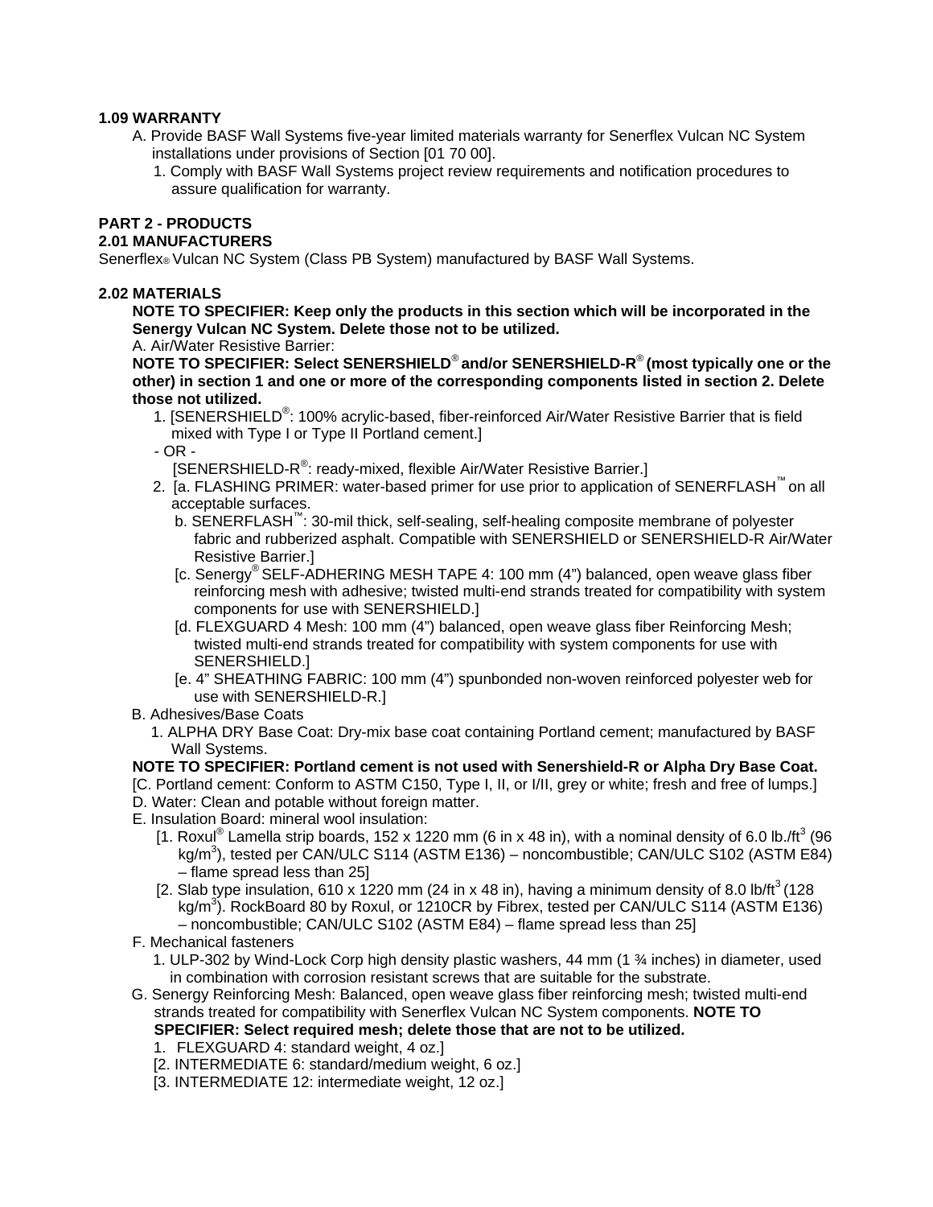### 1.09 WARRANTY

A. Provide BASF Wall Systems five-year limited materials warranty for Senerflex Vulcan NC System installations under provisions of Section [01 70 00].
   1. Comply with BASF Wall Systems project review requirements and notification procedures to assure qualification for warranty.

## PART 2 - PRODUCTS

### 2.01 MANUFACTURERS

Senerflex® Vulcan NC System (Class PB System) manufactured by BASF Wall Systems.

### 2.02 MATERIALS

**NOTE TO SPECIFIER: Keep only the products in this section which will be incorporated in the Senergy Vulcan NC System. Delete those not to be utilized.**

A. Air/Water Resistive Barrier:

**NOTE TO SPECIFIER: Select SENERSHIELD® and/or SENERSHIELD-R® (most typically one or the other) in section 1 and one or more of the corresponding components listed in section 2. Delete those not utilized.**

   1. [SENERSHIELD®: 100% acrylic-based, fiber-reinforced Air/Water Resistive Barrier that is field mixed with Type I or Type II Portland cement.]
   
   - OR -
   
   [SENERSHIELD-R®: ready-mixed, flexible Air/Water Resistive Barrier.]
   2. [a. FLASHING PRIMER: water-based primer for use prior to application of SENERFLASH™ on all acceptable surfaces.
      b. SENERFLASH™: 30-mil thick, self-sealing, self-healing composite membrane of polyester fabric and rubberized asphalt. Compatible with SENERSHIELD or SENERSHIELD-R Air/Water Resistive Barrier.]
      [c. Senergy® SELF-ADHERING MESH TAPE 4: 100 mm (4") balanced, open weave glass fiber reinforcing mesh with adhesive; twisted multi-end strands treated for compatibility with system components for use with SENERSHIELD.]
      [d. FLEXGUARD 4 Mesh: 100 mm (4") balanced, open weave glass fiber Reinforcing Mesh; twisted multi-end strands treated for compatibility with system components for use with SENERSHIELD.]
      [e. 4" SHEATHING FABRIC: 100 mm (4") spunbonded non-woven reinforced polyester web for use with SENERSHIELD-R.]

B. Adhesives/Base Coats
   1. ALPHA DRY Base Coat: Dry-mix base coat containing Portland cement; manufactured by BASF Wall Systems.

**NOTE TO SPECIFIER: Portland cement is not used with Senershield-R or Alpha Dry Base Coat.**

[C. Portland cement: Conform to ASTM C150, Type I, II, or I/II, grey or white; fresh and free of lumps.]

D. Water: Clean and potable without foreign matter.

E. Insulation Board: mineral wool insulation:
   [1. Roxul® Lamella strip boards, 152 x 1220 mm (6 in x 48 in), with a nominal density of 6.0 lb./ft$^3$ (96 kg/m$^3$), tested per CAN/ULC S114 (ASTM E136) – noncombustible; CAN/ULC S102 (ASTM E84) – flame spread less than 25]
   [2. Slab type insulation, 610 x 1220 mm (24 in x 48 in), having a minimum density of 8.0 lb/ft$^3$ (128 kg/m$^3$). RockBoard 80 by Roxul, or 1210CR by Fibrex, tested per CAN/ULC S114 (ASTM E136) – noncombustible; CAN/ULC S102 (ASTM E84) – flame spread less than 25]

F. Mechanical fasteners
   1. ULP-302 by Wind-Lock Corp high density plastic washers, 44 mm (1 ¾ inches) in diameter, used in combination with corrosion resistant screws that are suitable for the substrate.

G. Senergy Reinforcing Mesh: Balanced, open weave glass fiber reinforcing mesh; twisted multi-end strands treated for compatibility with Senerflex Vulcan NC System components. **NOTE TO SPECIFIER: Select required mesh; delete those that are not to be utilized.**
   1. FLEXGUARD 4: standard weight, 4 oz.]
   [2. INTERMEDIATE 6: standard/medium weight, 6 oz.]
   [3. INTERMEDIATE 12: intermediate weight, 12 oz.]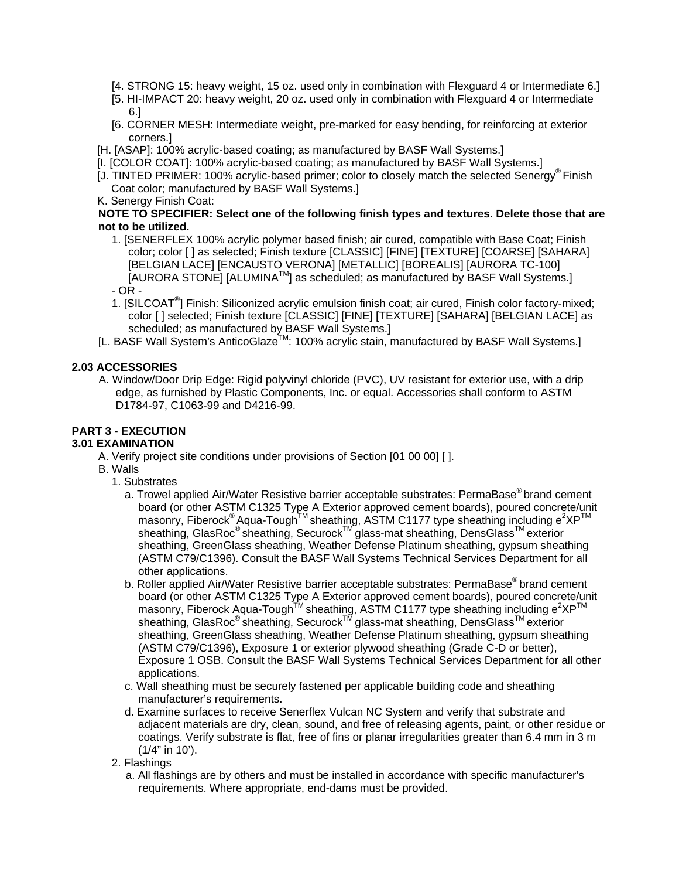[4. STRONG 15: heavy weight, 15 oz. used only in combination with Flexguard 4 or Intermediate 6.]

[5. HI-IMPACT 20: heavy weight, 20 oz. used only in combination with Flexguard 4 or Intermediate 6.]

[6. CORNER MESH: Intermediate weight, pre-marked for easy bending, for reinforcing at exterior corners.]

[H. [ASAP]: 100% acrylic-based coating; as manufactured by BASF Wall Systems.]

[I. [COLOR COAT]: 100% acrylic-based coating; as manufactured by BASF Wall Systems.]

[J. TINTED PRIMER: 100% acrylic-based primer; color to closely match the selected Senergy® Finish Coat color; manufactured by BASF Wall Systems.]

K. Senergy Finish Coat:

**NOTE TO SPECIFIER: Select one of the following finish types and textures. Delete those that are not to be utilized.**

1. [SENERFLEX 100% acrylic polymer based finish; air cured, compatible with Base Coat; Finish color; color [ ] as selected; Finish texture [CLASSIC] [FINE] [TEXTURE] [COARSE] [SAHARA] [BELGIAN LACE] [ENCAUSTO VERONA] [METALLIC] [BOREALIS] [AURORA TC-100] [AURORA STONE] [ALUMINA™] as scheduled; as manufactured by BASF Wall Systems.]

- OR -

1. [SILCOAT®] Finish: Siliconized acrylic emulsion finish coat; air cured, Finish color factory-mixed; color [ ] selected; Finish texture [CLASSIC] [FINE] [TEXTURE] [SAHARA] [BELGIAN LACE] as scheduled; as manufactured by BASF Wall Systems.]

[L. BASF Wall System's AnticoGlaze™: 100% acrylic stain, manufactured by BASF Wall Systems.]

### 2.03 ACCESSORIES

A. Window/Door Drip Edge: Rigid polyvinyl chloride (PVC), UV resistant for exterior use, with a drip edge, as furnished by Plastic Components, Inc. or equal. Accessories shall conform to ASTM D1784-97, C1063-99 and D4216-99.

## PART 3 - EXECUTION

### 3.01 EXAMINATION

A. Verify project site conditions under provisions of Section [01 00 00] [ ].

B. Walls

1. Substrates
   a. Trowel applied Air/Water Resistive barrier acceptable substrates: PermaBase® brand cement board (or other ASTM C1325 Type A Exterior approved cement boards), poured concrete/unit masonry, Fiberock® Aqua-Tough™ sheathing, ASTM C1177 type sheathing including e²XP™ sheathing, GlasRoc® sheathing, Securock™ glass-mat sheathing, DensGlass™ exterior sheathing, GreenGlass sheathing, Weather Defense Platinum sheathing, gypsum sheathing (ASTM C79/C1396). Consult the BASF Wall Systems Technical Services Department for all other applications.
   b. Roller applied Air/Water Resistive barrier acceptable substrates: PermaBase® brand cement board (or other ASTM C1325 Type A Exterior approved cement boards), poured concrete/unit masonry, Fiberock Aqua-Tough™ sheathing, ASTM C1177 type sheathing including e²XP™ sheathing, GlasRoc® sheathing, Securock™ glass-mat sheathing, DensGlass™ exterior sheathing, GreenGlass sheathing, Weather Defense Platinum sheathing, gypsum sheathing (ASTM C79/C1396), Exposure 1 or exterior plywood sheathing (Grade C-D or better), Exposure 1 OSB. Consult the BASF Wall Systems Technical Services Department for all other applications.
   c. Wall sheathing must be securely fastened per applicable building code and sheathing manufacturer's requirements.
   d. Examine surfaces to receive Senerflex Vulcan NC System and verify that substrate and adjacent materials are dry, clean, sound, and free of releasing agents, paint, or other residue or coatings. Verify substrate is flat, free of fins or planar irregularities greater than 6.4 mm in 3 m (1/4" in 10').
2. Flashings
   a. All flashings are by others and must be installed in accordance with specific manufacturer's requirements. Where appropriate, end-dams must be provided.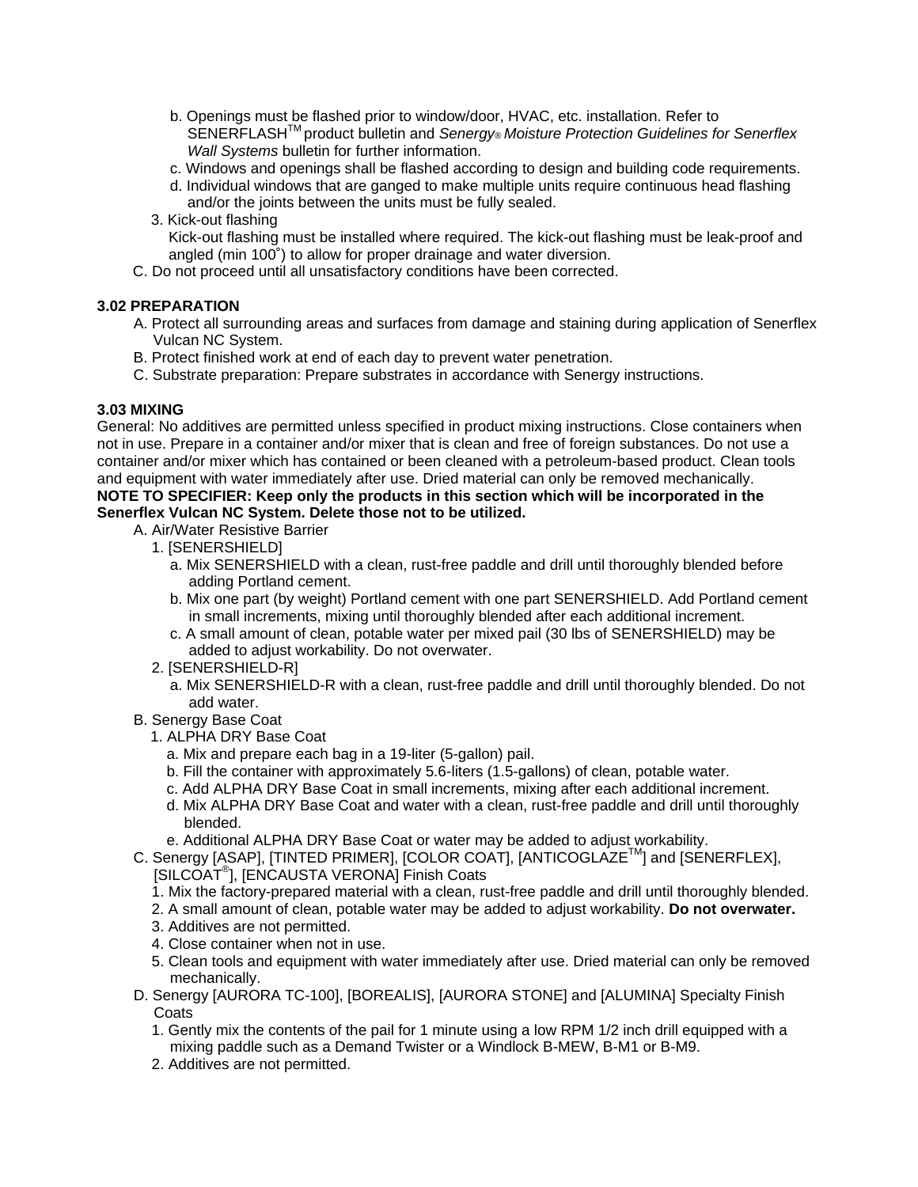b. Openings must be flashed prior to window/door, HVAC, etc. installation. Refer to SENERFLASH™ product bulletin and *Senergy® Moisture Protection Guidelines for Senerflex Wall Systems* bulletin for further information.

c. Windows and openings shall be flashed according to design and building code requirements.

d. Individual windows that are ganged to make multiple units require continuous head flashing and/or the joints between the units must be fully sealed.

3. Kick-out flashing

   Kick-out flashing must be installed where required. The kick-out flashing must be leak-proof and angled (min 100˚) to allow for proper drainage and water diversion.

C. Do not proceed until all unsatisfactory conditions have been corrected.

**3.02 PREPARATION**

A. Protect all surrounding areas and surfaces from damage and staining during application of Senerflex Vulcan NC System.

B. Protect finished work at end of each day to prevent water penetration.

C. Substrate preparation: Prepare substrates in accordance with Senergy instructions.

**3.03 MIXING**

General: No additives are permitted unless specified in product mixing instructions. Close containers when not in use. Prepare in a container and/or mixer that is clean and free of foreign substances. Do not use a container and/or mixer which has contained or been cleaned with a petroleum-based product. Clean tools and equipment with water immediately after use. Dried material can only be removed mechanically.

**NOTE TO SPECIFIER: Keep only the products in this section which will be incorporated in the Senerflex Vulcan NC System. Delete those not to be utilized.**

A. Air/Water Resistive Barrier

1. [SENERSHIELD]

   a. Mix SENERSHIELD with a clean, rust-free paddle and drill until thoroughly blended before adding Portland cement.

   b. Mix one part (by weight) Portland cement with one part SENERSHIELD. Add Portland cement in small increments, mixing until thoroughly blended after each additional increment.

   c. A small amount of clean, potable water per mixed pail (30 lbs of SENERSHIELD) may be added to adjust workability. Do not overwater.

2. [SENERSHIELD-R]

   a. Mix SENERSHIELD-R with a clean, rust-free paddle and drill until thoroughly blended. Do not add water.

B. Senergy Base Coat

1. ALPHA DRY Base Coat

   a. Mix and prepare each bag in a 19-liter (5-gallon) pail.

   b. Fill the container with approximately 5.6-liters (1.5-gallons) of clean, potable water.

   c. Add ALPHA DRY Base Coat in small increments, mixing after each additional increment.

   d. Mix ALPHA DRY Base Coat and water with a clean, rust-free paddle and drill until thoroughly blended.

   e. Additional ALPHA DRY Base Coat or water may be added to adjust workability.

C. Senergy [ASAP], [TINTED PRIMER], [COLOR COAT], [ANTICOGLAZE™] and [SENERFLEX], [SILCOAT®], [ENCAUSTA VERONA] Finish Coats

1. Mix the factory-prepared material with a clean, rust-free paddle and drill until thoroughly blended.
2. A small amount of clean, potable water may be added to adjust workability. **Do not overwater.**
3. Additives are not permitted.
4. Close container when not in use.
5. Clean tools and equipment with water immediately after use. Dried material can only be removed mechanically.

D. Senergy [AURORA TC-100], [BOREALIS], [AURORA STONE] and [ALUMINA] Specialty Finish Coats

1. Gently mix the contents of the pail for 1 minute using a low RPM 1/2 inch drill equipped with a mixing paddle such as a Demand Twister or a Windlock B-MEW, B-M1 or B-M9.
2. Additives are not permitted.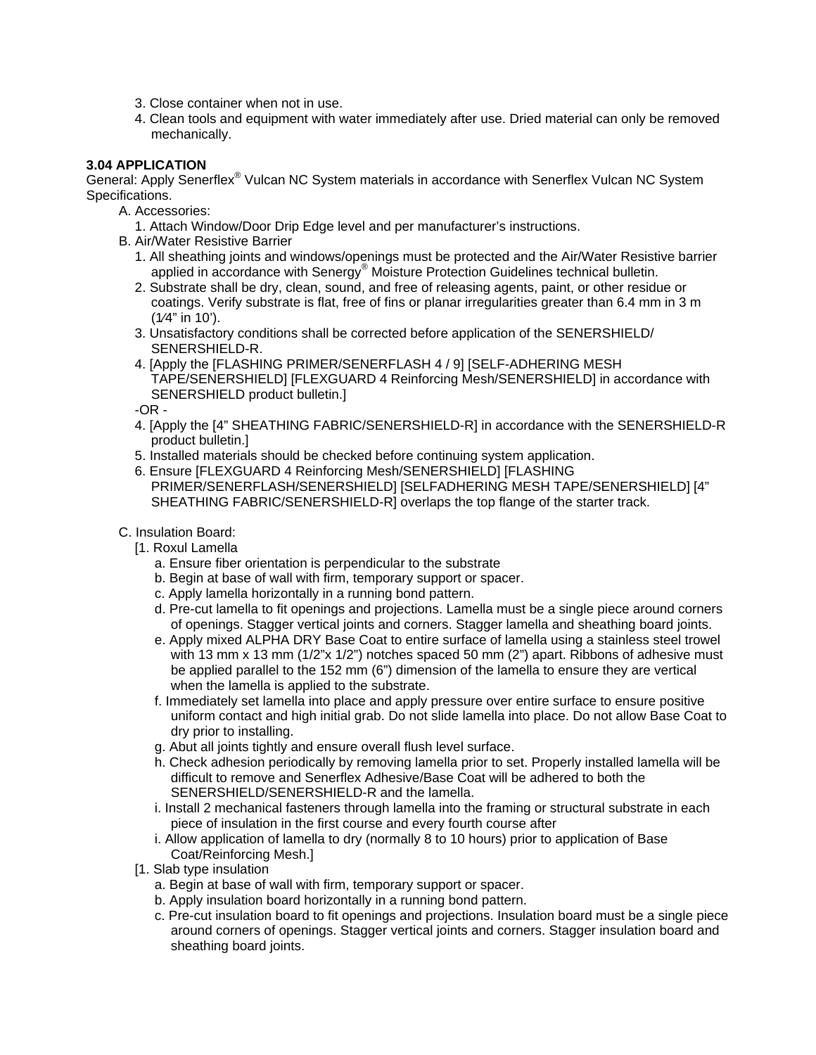3. Close container when not in use.
4. Clean tools and equipment with water immediately after use. Dried material can only be removed mechanically.

**3.04 APPLICATION**

General: Apply Senerflex® Vulcan NC System materials in accordance with Senerflex Vulcan NC System Specifications.

A. Accessories:
   1. Attach Window/Door Drip Edge level and per manufacturer's instructions.

B. Air/Water Resistive Barrier
   1. All sheathing joints and windows/openings must be protected and the Air/Water Resistive barrier applied in accordance with Senergy® Moisture Protection Guidelines technical bulletin.
   2. Substrate shall be dry, clean, sound, and free of releasing agents, paint, or other residue or coatings. Verify substrate is flat, free of fins or planar irregularities greater than 6.4 mm in 3 m (1⁄4" in 10').
   3. Unsatisfactory conditions shall be corrected before application of the SENERSHIELD/ SENERSHIELD-R.
   4. [Apply the [FLASHING PRIMER/SENERFLASH 4 / 9] [SELF-ADHERING MESH TAPE/SENERSHIELD] [FLEXGUARD 4 Reinforcing Mesh/SENERSHIELD] in accordance with SENERSHIELD product bulletin.]

   -OR -

   4. [Apply the [4" SHEATHING FABRIC/SENERSHIELD-R] in accordance with the SENERSHIELD-R product bulletin.]
   5. Installed materials should be checked before continuing system application.
   6. Ensure [FLEXGUARD 4 Reinforcing Mesh/SENERSHIELD] [FLASHING PRIMER/SENERFLASH/SENERSHIELD] [SELFADHERING MESH TAPE/SENERSHIELD] [4" SHEATHING FABRIC/SENERSHIELD-R] overlaps the top flange of the starter track.

C. Insulation Board:

   [1. Roxul Lamella
      a. Ensure fiber orientation is perpendicular to the substrate
      b. Begin at base of wall with firm, temporary support or spacer.
      c. Apply lamella horizontally in a running bond pattern.
      d. Pre-cut lamella to fit openings and projections. Lamella must be a single piece around corners of openings. Stagger vertical joints and corners. Stagger lamella and sheathing board joints.
      e. Apply mixed ALPHA DRY Base Coat to entire surface of lamella using a stainless steel trowel with 13 mm x 13 mm (1/2"x 1/2") notches spaced 50 mm (2") apart. Ribbons of adhesive must be applied parallel to the 152 mm (6") dimension of the lamella to ensure they are vertical when the lamella is applied to the substrate.
      f. Immediately set lamella into place and apply pressure over entire surface to ensure positive uniform contact and high initial grab. Do not slide lamella into place. Do not allow Base Coat to dry prior to installing.
      g. Abut all joints tightly and ensure overall flush level surface.
      h. Check adhesion periodically by removing lamella prior to set. Properly installed lamella will be difficult to remove and Senerflex Adhesive/Base Coat will be adhered to both the SENERSHIELD/SENERSHIELD-R and the lamella.
      i. Install 2 mechanical fasteners through lamella into the framing or structural substrate in each piece of insulation in the first course and every fourth course after
      i. Allow application of lamella to dry (normally 8 to 10 hours) prior to application of Base Coat/Reinforcing Mesh.]

   [1. Slab type insulation
      a. Begin at base of wall with firm, temporary support or spacer.
      b. Apply insulation board horizontally in a running bond pattern.
      c. Pre-cut insulation board to fit openings and projections. Insulation board must be a single piece around corners of openings. Stagger vertical joints and corners. Stagger insulation board and sheathing board joints.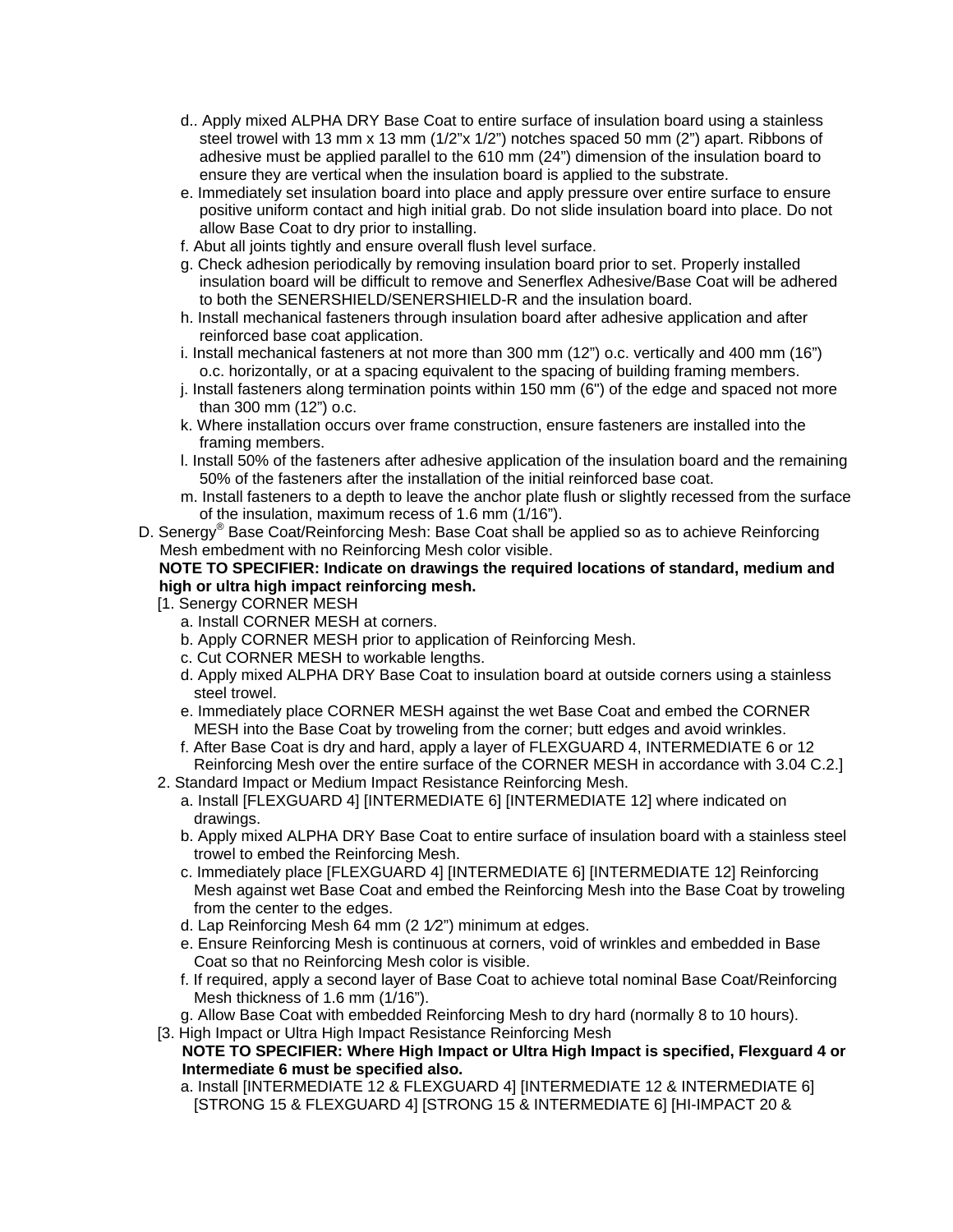d.. Apply mixed ALPHA DRY Base Coat to entire surface of insulation board using a stainless steel trowel with 13 mm x 13 mm (1/2"x 1/2") notches spaced 50 mm (2") apart. Ribbons of adhesive must be applied parallel to the 610 mm (24") dimension of the insulation board to ensure they are vertical when the insulation board is applied to the substrate.

e. Immediately set insulation board into place and apply pressure over entire surface to ensure positive uniform contact and high initial grab. Do not slide insulation board into place. Do not allow Base Coat to dry prior to installing.

f. Abut all joints tightly and ensure overall flush level surface.

g. Check adhesion periodically by removing insulation board prior to set. Properly installed insulation board will be difficult to remove and Senerflex Adhesive/Base Coat will be adhered to both the SENERSHIELD/SENERSHIELD-R and the insulation board.

h. Install mechanical fasteners through insulation board after adhesive application and after reinforced base coat application.

i. Install mechanical fasteners at not more than 300 mm (12") o.c. vertically and 400 mm (16") o.c. horizontally, or at a spacing equivalent to the spacing of building framing members.

j. Install fasteners along termination points within 150 mm (6") of the edge and spaced not more than 300 mm (12") o.c.

k. Where installation occurs over frame construction, ensure fasteners are installed into the framing members.

l. Install 50% of the fasteners after adhesive application of the insulation board and the remaining 50% of the fasteners after the installation of the initial reinforced base coat.

m. Install fasteners to a depth to leave the anchor plate flush or slightly recessed from the surface of the insulation, maximum recess of 1.6 mm (1/16").

D. Senergy® Base Coat/Reinforcing Mesh: Base Coat shall be applied so as to achieve Reinforcing Mesh embedment with no Reinforcing Mesh color visible.

**NOTE TO SPECIFIER: Indicate on drawings the required locations of standard, medium and high or ultra high impact reinforcing mesh.**

[1. Senergy CORNER MESH

a. Install CORNER MESH at corners.

b. Apply CORNER MESH prior to application of Reinforcing Mesh.

c. Cut CORNER MESH to workable lengths.

d. Apply mixed ALPHA DRY Base Coat to insulation board at outside corners using a stainless steel trowel.

e. Immediately place CORNER MESH against the wet Base Coat and embed the CORNER MESH into the Base Coat by troweling from the corner; butt edges and avoid wrinkles.

f. After Base Coat is dry and hard, apply a layer of FLEXGUARD 4, INTERMEDIATE 6 or 12 Reinforcing Mesh over the entire surface of the CORNER MESH in accordance with 3.04 C.2.]

2. Standard Impact or Medium Impact Resistance Reinforcing Mesh.

a. Install [FLEXGUARD 4] [INTERMEDIATE 6] [INTERMEDIATE 12] where indicated on drawings.

b. Apply mixed ALPHA DRY Base Coat to entire surface of insulation board with a stainless steel trowel to embed the Reinforcing Mesh.

c. Immediately place [FLEXGUARD 4] [INTERMEDIATE 6] [INTERMEDIATE 12] Reinforcing Mesh against wet Base Coat and embed the Reinforcing Mesh into the Base Coat by troweling from the center to the edges.

d. Lap Reinforcing Mesh 64 mm (2 1⁄2") minimum at edges.

e. Ensure Reinforcing Mesh is continuous at corners, void of wrinkles and embedded in Base Coat so that no Reinforcing Mesh color is visible.

f. If required, apply a second layer of Base Coat to achieve total nominal Base Coat/Reinforcing Mesh thickness of 1.6 mm (1/16").

g. Allow Base Coat with embedded Reinforcing Mesh to dry hard (normally 8 to 10 hours).

[3. High Impact or Ultra High Impact Resistance Reinforcing Mesh

**NOTE TO SPECIFIER: Where High Impact or Ultra High Impact is specified, Flexguard 4 or Intermediate 6 must be specified also.**

a. Install [INTERMEDIATE 12 & FLEXGUARD 4] [INTERMEDIATE 12 & INTERMEDIATE 6] [STRONG 15 & FLEXGUARD 4] [STRONG 15 & INTERMEDIATE 6] [HI-IMPACT 20 &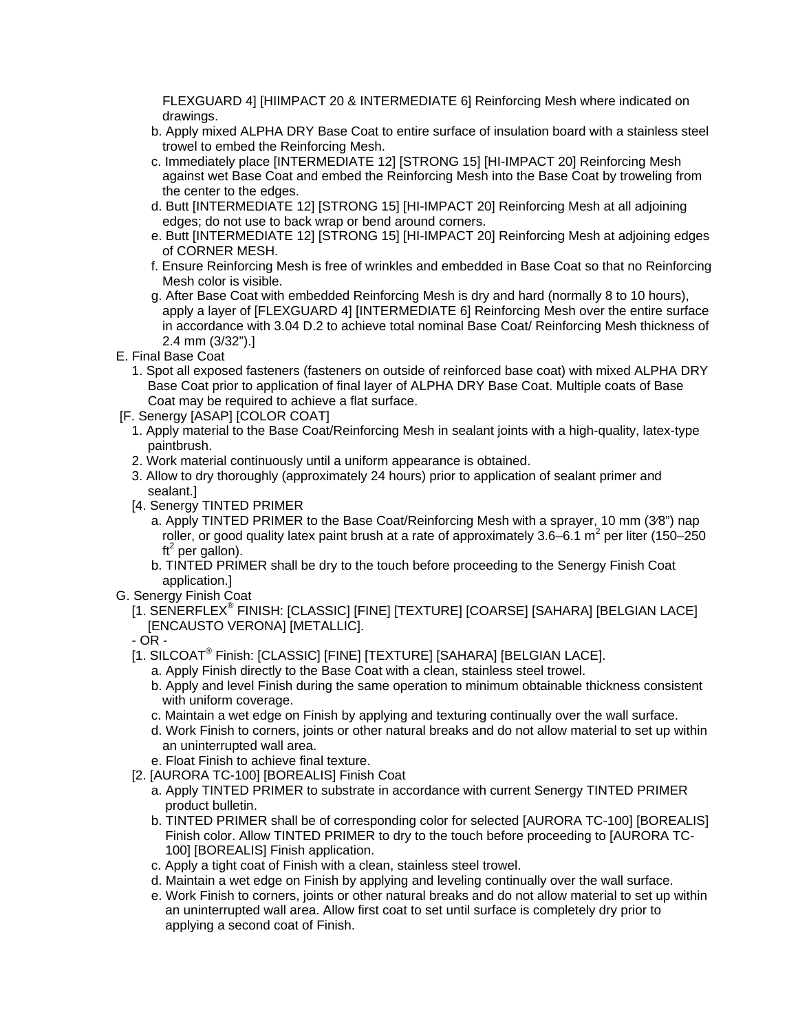FLEXGUARD 4] [HIIMPACT 20 & INTERMEDIATE 6] Reinforcing Mesh where indicated on drawings.

   b. Apply mixed ALPHA DRY Base Coat to entire surface of insulation board with a stainless steel trowel to embed the Reinforcing Mesh.
   c. Immediately place [INTERMEDIATE 12] [STRONG 15] [HI-IMPACT 20] Reinforcing Mesh against wet Base Coat and embed the Reinforcing Mesh into the Base Coat by troweling from the center to the edges.
   d. Butt [INTERMEDIATE 12] [STRONG 15] [HI-IMPACT 20] Reinforcing Mesh at all adjoining edges; do not use to back wrap or bend around corners.
   e. Butt [INTERMEDIATE 12] [STRONG 15] [HI-IMPACT 20] Reinforcing Mesh at adjoining edges of CORNER MESH.
   f. Ensure Reinforcing Mesh is free of wrinkles and embedded in Base Coat so that no Reinforcing Mesh color is visible.
   g. After Base Coat with embedded Reinforcing Mesh is dry and hard (normally 8 to 10 hours), apply a layer of [FLEXGUARD 4] [INTERMEDIATE 6] Reinforcing Mesh over the entire surface in accordance with 3.04 D.2 to achieve total nominal Base Coat/ Reinforcing Mesh thickness of 2.4 mm (3/32").]

E. Final Base Coat
   1. Spot all exposed fasteners (fasteners on outside of reinforced base coat) with mixed ALPHA DRY Base Coat prior to application of final layer of ALPHA DRY Base Coat. Multiple coats of Base Coat may be required to achieve a flat surface.

[F. Senergy [ASAP] [COLOR COAT]
   1. Apply material to the Base Coat/Reinforcing Mesh in sealant joints with a high-quality, latex-type paintbrush.
   2. Work material continuously until a uniform appearance is obtained.
   3. Allow to dry thoroughly (approximately 24 hours) prior to application of sealant primer and sealant.]
   [4. Senergy TINTED PRIMER
      a. Apply TINTED PRIMER to the Base Coat/Reinforcing Mesh with a sprayer, 10 mm (3⁄8") nap roller, or good quality latex paint brush at a rate of approximately 3.6–6.1 $m^2$ per liter (150–250 $ft^2$ per gallon).
      b. TINTED PRIMER shall be dry to the touch before proceeding to the Senergy Finish Coat application.]

G. Senergy Finish Coat
   [1. SENERFLEX® FINISH: [CLASSIC] [FINE] [TEXTURE] [COARSE] [SAHARA] [BELGIAN LACE] [ENCAUSTO VERONA] [METALLIC].
   - OR -
   [1. SILCOAT® Finish: [CLASSIC] [FINE] [TEXTURE] [SAHARA] [BELGIAN LACE].
      a. Apply Finish directly to the Base Coat with a clean, stainless steel trowel.
      b. Apply and level Finish during the same operation to minimum obtainable thickness consistent with uniform coverage.
      c. Maintain a wet edge on Finish by applying and texturing continually over the wall surface.
      d. Work Finish to corners, joints or other natural breaks and do not allow material to set up within an uninterrupted wall area.
      e. Float Finish to achieve final texture.
   [2. [AURORA TC-100] [BOREALIS] Finish Coat
      a. Apply TINTED PRIMER to substrate in accordance with current Senergy TINTED PRIMER product bulletin.
      b. TINTED PRIMER shall be of corresponding color for selected [AURORA TC-100] [BOREALIS] Finish color. Allow TINTED PRIMER to dry to the touch before proceeding to [AURORA TC-100] [BOREALIS] Finish application.
      c. Apply a tight coat of Finish with a clean, stainless steel trowel.
      d. Maintain a wet edge on Finish by applying and leveling continually over the wall surface.
      e. Work Finish to corners, joints or other natural breaks and do not allow material to set up within an uninterrupted wall area. Allow first coat to set until surface is completely dry prior to applying a second coat of Finish.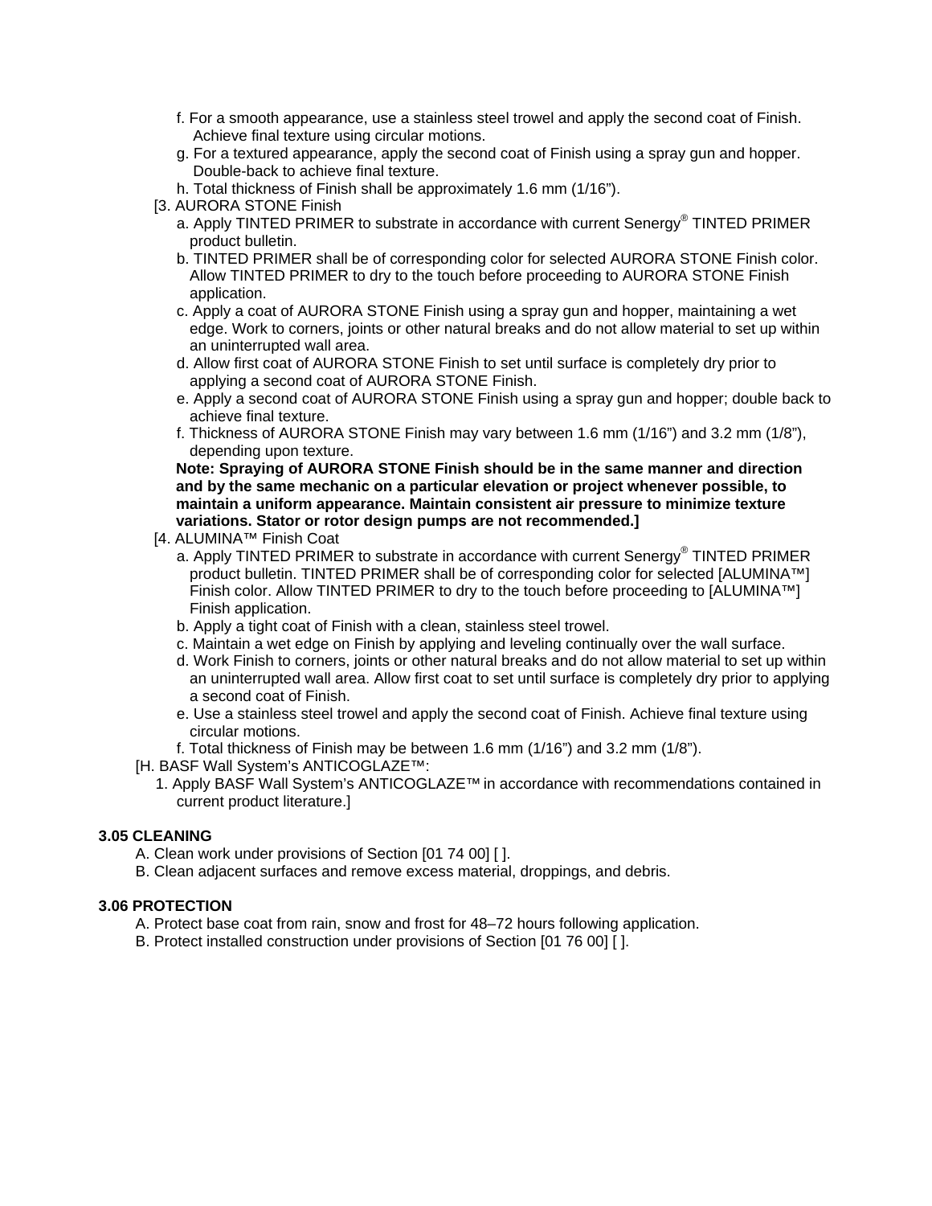f. For a smooth appearance, use a stainless steel trowel and apply the second coat of Finish. Achieve final texture using circular motions.

g. For a textured appearance, apply the second coat of Finish using a spray gun and hopper. Double-back to achieve final texture.

h. Total thickness of Finish shall be approximately 1.6 mm (1/16").

[3. AURORA STONE Finish

a. Apply TINTED PRIMER to substrate in accordance with current Senergy® TINTED PRIMER product bulletin.

b. TINTED PRIMER shall be of corresponding color for selected AURORA STONE Finish color. Allow TINTED PRIMER to dry to the touch before proceeding to AURORA STONE Finish application.

c. Apply a coat of AURORA STONE Finish using a spray gun and hopper, maintaining a wet edge. Work to corners, joints or other natural breaks and do not allow material to set up within an uninterrupted wall area.

d. Allow first coat of AURORA STONE Finish to set until surface is completely dry prior to applying a second coat of AURORA STONE Finish.

e. Apply a second coat of AURORA STONE Finish using a spray gun and hopper; double back to achieve final texture.

f. Thickness of AURORA STONE Finish may vary between 1.6 mm (1/16") and 3.2 mm (1/8"), depending upon texture.

**Note: Spraying of AURORA STONE Finish should be in the same manner and direction and by the same mechanic on a particular elevation or project whenever possible, to maintain a uniform appearance. Maintain consistent air pressure to minimize texture variations. Stator or rotor design pumps are not recommended.]**

[4. ALUMINA™ Finish Coat

a. Apply TINTED PRIMER to substrate in accordance with current Senergy® TINTED PRIMER product bulletin. TINTED PRIMER shall be of corresponding color for selected [ALUMINA™] Finish color. Allow TINTED PRIMER to dry to the touch before proceeding to [ALUMINA™] Finish application.

b. Apply a tight coat of Finish with a clean, stainless steel trowel.

c. Maintain a wet edge on Finish by applying and leveling continually over the wall surface.

d. Work Finish to corners, joints or other natural breaks and do not allow material to set up within an uninterrupted wall area. Allow first coat to set until surface is completely dry prior to applying a second coat of Finish.

e. Use a stainless steel trowel and apply the second coat of Finish. Achieve final texture using circular motions.

f. Total thickness of Finish may be between 1.6 mm (1/16") and 3.2 mm (1/8").

[H. BASF Wall System's ANTICOGLAZE™:

1. Apply BASF Wall System's ANTICOGLAZE™ in accordance with recommendations contained in current product literature.]

**3.05 CLEANING**

A. Clean work under provisions of Section [01 74 00] [ ].

B. Clean adjacent surfaces and remove excess material, droppings, and debris.

**3.06 PROTECTION**

A. Protect base coat from rain, snow and frost for 48–72 hours following application.

B. Protect installed construction under provisions of Section [01 76 00] [ ].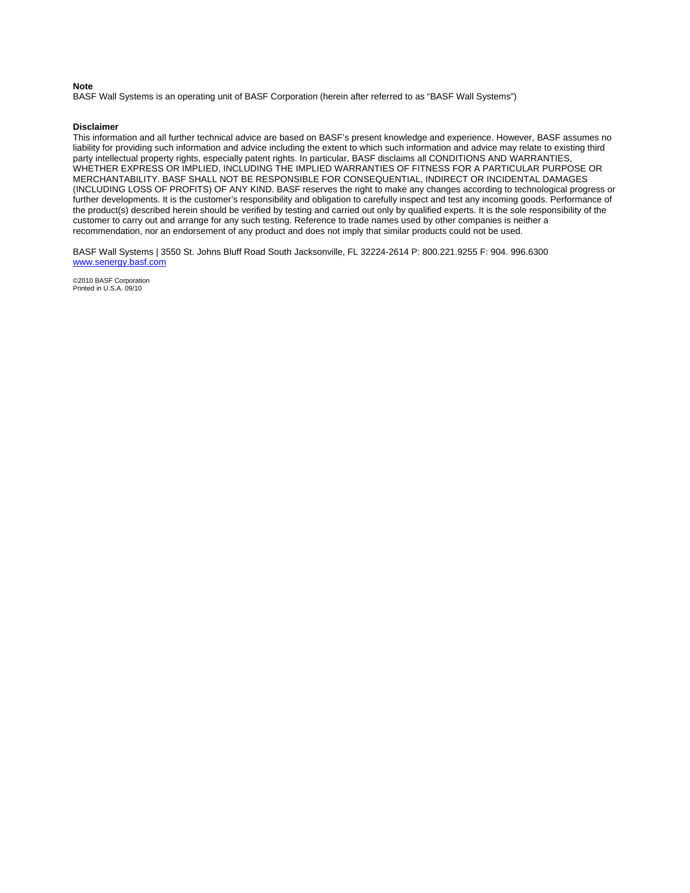**Note**

BASF Wall Systems is an operating unit of BASF Corporation (herein after referred to as “BASF Wall Systems”)

**Disclaimer**

This information and all further technical advice are based on BASF’s present knowledge and experience. However, BASF assumes no liability for providing such information and advice including the extent to which such information and advice may relate to existing third party intellectual property rights, especially patent rights. In particular, BASF disclaims all CONDITIONS AND WARRANTIES, WHETHER EXPRESS OR IMPLIED, INCLUDING THE IMPLIED WARRANTIES OF FITNESS FOR A PARTICULAR PURPOSE OR MERCHANTABILITY. BASF SHALL NOT BE RESPONSIBLE FOR CONSEQUENTIAL, INDIRECT OR INCIDENTAL DAMAGES (INCLUDING LOSS OF PROFITS) OF ANY KIND. BASF reserves the right to make any changes according to technological progress or further developments. It is the customer’s responsibility and obligation to carefully inspect and test any incoming goods. Performance of the product(s) described herein should be verified by testing and carried out only by qualified experts. It is the sole responsibility of the customer to carry out and arrange for any such testing. Reference to trade names used by other companies is neither a recommendation, nor an endorsement of any product and does not imply that similar products could not be used.

BASF Wall Systems | 3550 St. Johns Bluff Road South Jacksonville, FL 32224-2614 P: 800.221.9255 F: 904. 996.6300
www.senergy.basf.com

©2010 BASF Corporation
Printed in U.S.A. 09/10